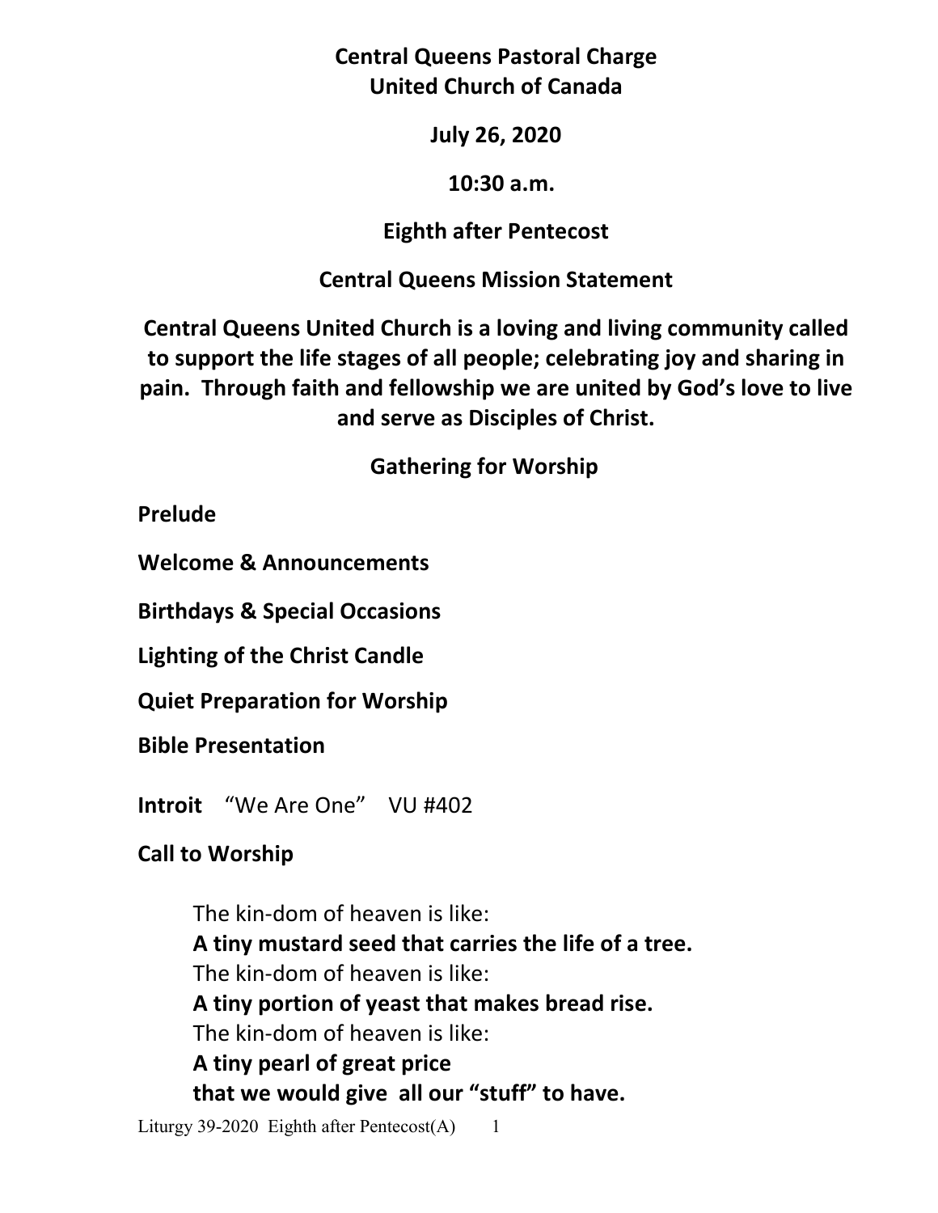**Central Queens Pastoral Charge**
**United Church of Canada**

**July 26, 2020**

**10:30 a.m.**

**Eighth after Pentecost**

**Central Queens Mission Statement**

**Central Queens United Church is a loving and living community called to support the life stages of all people; celebrating joy and sharing in pain. Through faith and fellowship we are united by God's love to live and serve as Disciples of Christ.**

**Gathering for Worship**

**Prelude**

**Welcome & Announcements**

**Birthdays & Special Occasions**

**Lighting of the Christ Candle**

**Quiet Preparation for Worship**

**Bible Presentation**

**Introit** "We Are One" VU #402

**Call to Worship**

The kin-dom of heaven is like:
**A tiny mustard seed that carries the life of a tree.**
The kin-dom of heaven is like:
**A tiny portion of yeast that makes bread rise.**
The kin-dom of heaven is like:
**A tiny pearl of great price**
**that we would give all our "stuff" to have.**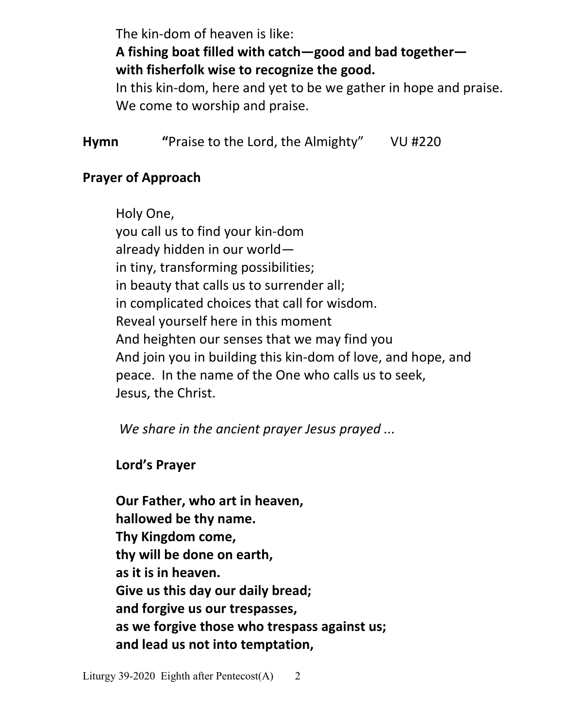The kin-dom of heaven is like:
**A fishing boat filled with catch—good and bad together—**
**with fisherfolk wise to recognize the good.**
In this kin-dom, here and yet to be we gather in hope and praise.
We come to worship and praise.

**Hymn** **"**Praise to the Lord, the Almighty" VU #220

**Prayer of Approach**

Holy One,
you call us to find your kin-dom
already hidden in our world—
in tiny, transforming possibilities;
in beauty that calls us to surrender all;
in complicated choices that call for wisdom.
Reveal yourself here in this moment
And heighten our senses that we may find you
And join you in building this kin-dom of love, and hope, and peace. In the name of the One who calls us to seek,
Jesus, the Christ.

*We share in the ancient prayer Jesus prayed ...*

**Lord's Prayer**

**Our Father, who art in heaven,**
**hallowed be thy name.**
**Thy Kingdom come,**
**thy will be done on earth,**
**as it is in heaven.**
**Give us this day our daily bread;**
**and forgive us our trespasses,**
**as we forgive those who trespass against us;**
**and lead us not into temptation,**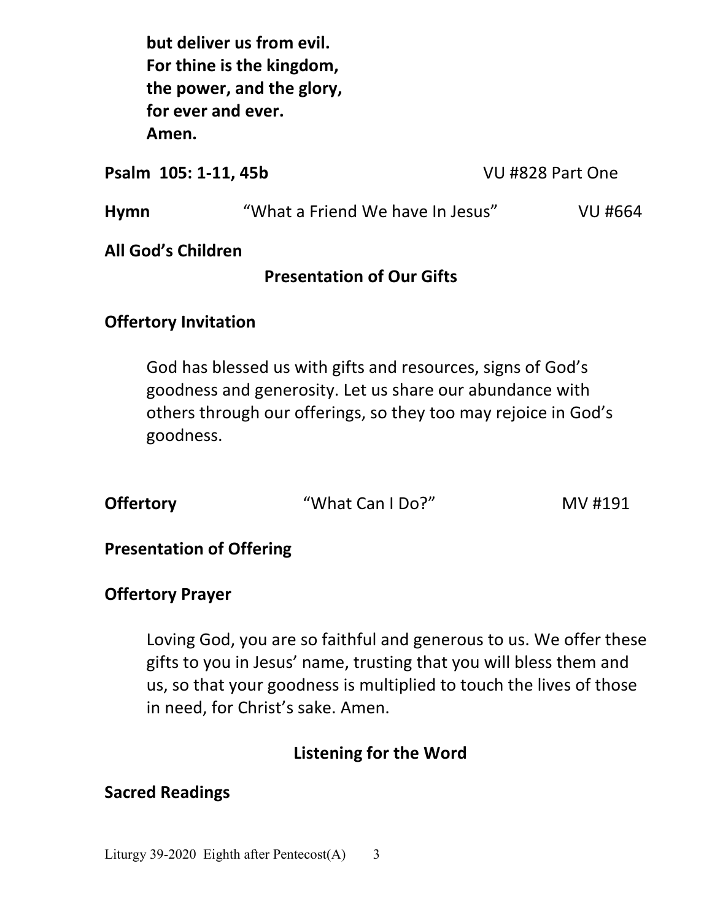**but deliver us from evil.**
**For thine is the kingdom,**
**the power, and the glory,**
**for ever and ever.**
**Amen.**

**Psalm 105: 1-11, 45b** VU #828 Part One

**Hymn** "What a Friend We have In Jesus" VU #664

**All God's Children**

## Presentation of Our Gifts

**Offertory Invitation**

God has blessed us with gifts and resources, signs of God's goodness and generosity. Let us share our abundance with others through our offerings, so they too may rejoice in God's goodness.

**Offertory** "What Can I Do?" MV #191

**Presentation of Offering**

**Offertory Prayer**

Loving God, you are so faithful and generous to us. We offer these gifts to you in Jesus' name, trusting that you will bless them and us, so that your goodness is multiplied to touch the lives of those in need, for Christ's sake. Amen.

## Listening for the Word

**Sacred Readings**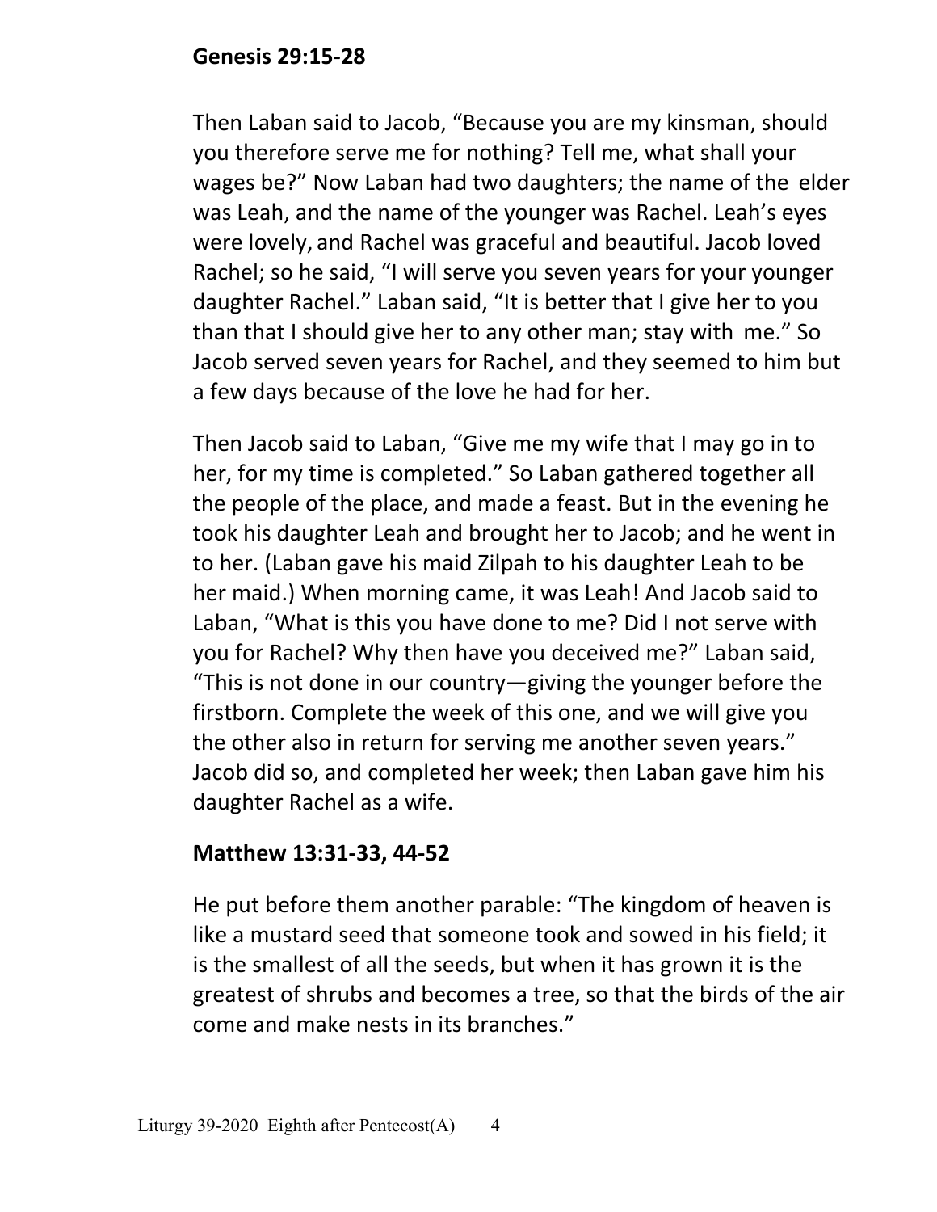**Genesis 29:15-28**

Then Laban said to Jacob, “Because you are my kinsman, should you therefore serve me for nothing? Tell me, what shall your wages be?” Now Laban had two daughters; the name of the elder was Leah, and the name of the younger was Rachel. Leah’s eyes were lovely, and Rachel was graceful and beautiful. Jacob loved Rachel; so he said, “I will serve you seven years for your younger daughter Rachel.” Laban said, “It is better that I give her to you than that I should give her to any other man; stay with me.” So Jacob served seven years for Rachel, and they seemed to him but a few days because of the love he had for her.

Then Jacob said to Laban, “Give me my wife that I may go in to her, for my time is completed.” So Laban gathered together all the people of the place, and made a feast. But in the evening he took his daughter Leah and brought her to Jacob; and he went in to her. (Laban gave his maid Zilpah to his daughter Leah to be her maid.) When morning came, it was Leah! And Jacob said to Laban, “What is this you have done to me? Did I not serve with you for Rachel? Why then have you deceived me?” Laban said, “This is not done in our country—giving the younger before the firstborn. Complete the week of this one, and we will give you the other also in return for serving me another seven years.” Jacob did so, and completed her week; then Laban gave him his daughter Rachel as a wife.

**Matthew 13:31-33, 44-52**

He put before them another parable: “The kingdom of heaven is like a mustard seed that someone took and sowed in his field; it is the smallest of all the seeds, but when it has grown it is the greatest of shrubs and becomes a tree, so that the birds of the air come and make nests in its branches.”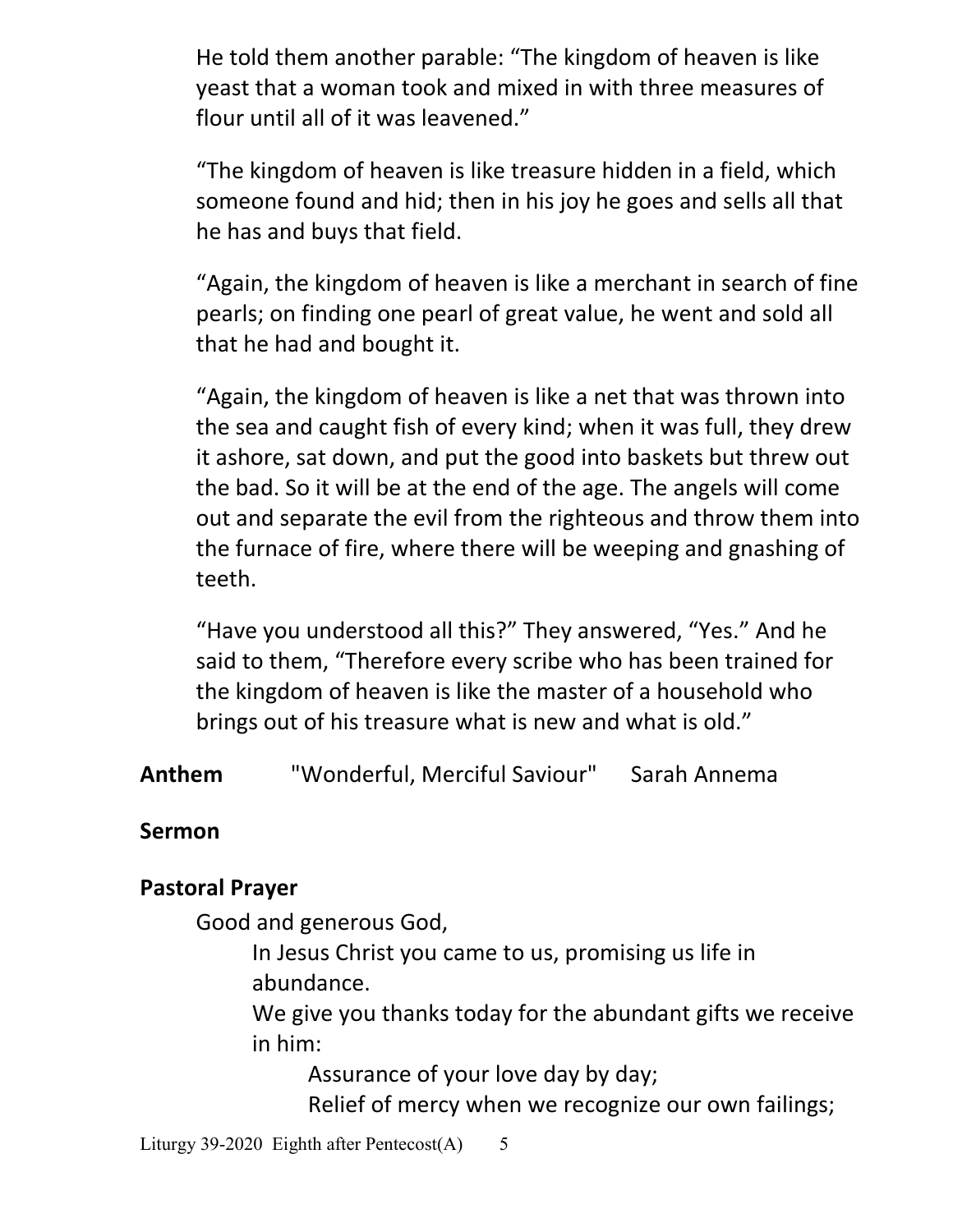He told them another parable: “The kingdom of heaven is like yeast that a woman took and mixed in with three measures of flour until all of it was leavened.”

“The kingdom of heaven is like treasure hidden in a field, which someone found and hid; then in his joy he goes and sells all that he has and buys that field.

“Again, the kingdom of heaven is like a merchant in search of fine pearls; on finding one pearl of great value, he went and sold all that he had and bought it.

“Again, the kingdom of heaven is like a net that was thrown into the sea and caught fish of every kind; when it was full, they drew it ashore, sat down, and put the good into baskets but threw out the bad. So it will be at the end of the age. The angels will come out and separate the evil from the righteous and throw them into the furnace of fire, where there will be weeping and gnashing of teeth.

“Have you understood all this?” They answered, “Yes.” And he said to them, “Therefore every scribe who has been trained for the kingdom of heaven is like the master of a household who brings out of his treasure what is new and what is old.”

**Anthem** "Wonderful, Merciful Saviour" Sarah Annema

**Sermon**

**Pastoral Prayer**

Good and generous God,

In Jesus Christ you came to us, promising us life in abundance.

We give you thanks today for the abundant gifts we receive in him:

Assurance of your love day by day;

Relief of mercy when we recognize our own failings;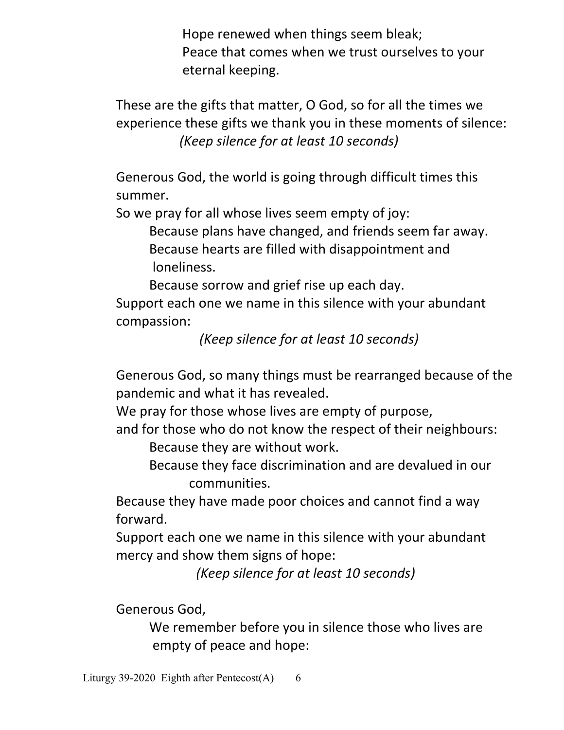Hope renewed when things seem bleak;
Peace that comes when we trust ourselves to your eternal keeping.

These are the gifts that matter, O God, so for all the times we experience these gifts we thank you in these moments of silence:

*(Keep silence for at least 10 seconds)*

Generous God, the world is going through difficult times this summer.
So we pray for all whose lives seem empty of joy:
Because plans have changed, and friends seem far away.
Because hearts are filled with disappointment and loneliness.
Because sorrow and grief rise up each day.
Support each one we name in this silence with your abundant compassion:

*(Keep silence for at least 10 seconds)*

Generous God, so many things must be rearranged because of the pandemic and what it has revealed.
We pray for those whose lives are empty of purpose,
and for those who do not know the respect of their neighbours:
Because they are without work.
Because they face discrimination and are devalued in our communities.
Because they have made poor choices and cannot find a way forward.
Support each one we name in this silence with your abundant mercy and show them signs of hope:

*(Keep silence for at least 10 seconds)*

Generous God,
We remember before you in silence those who lives are empty of peace and hope: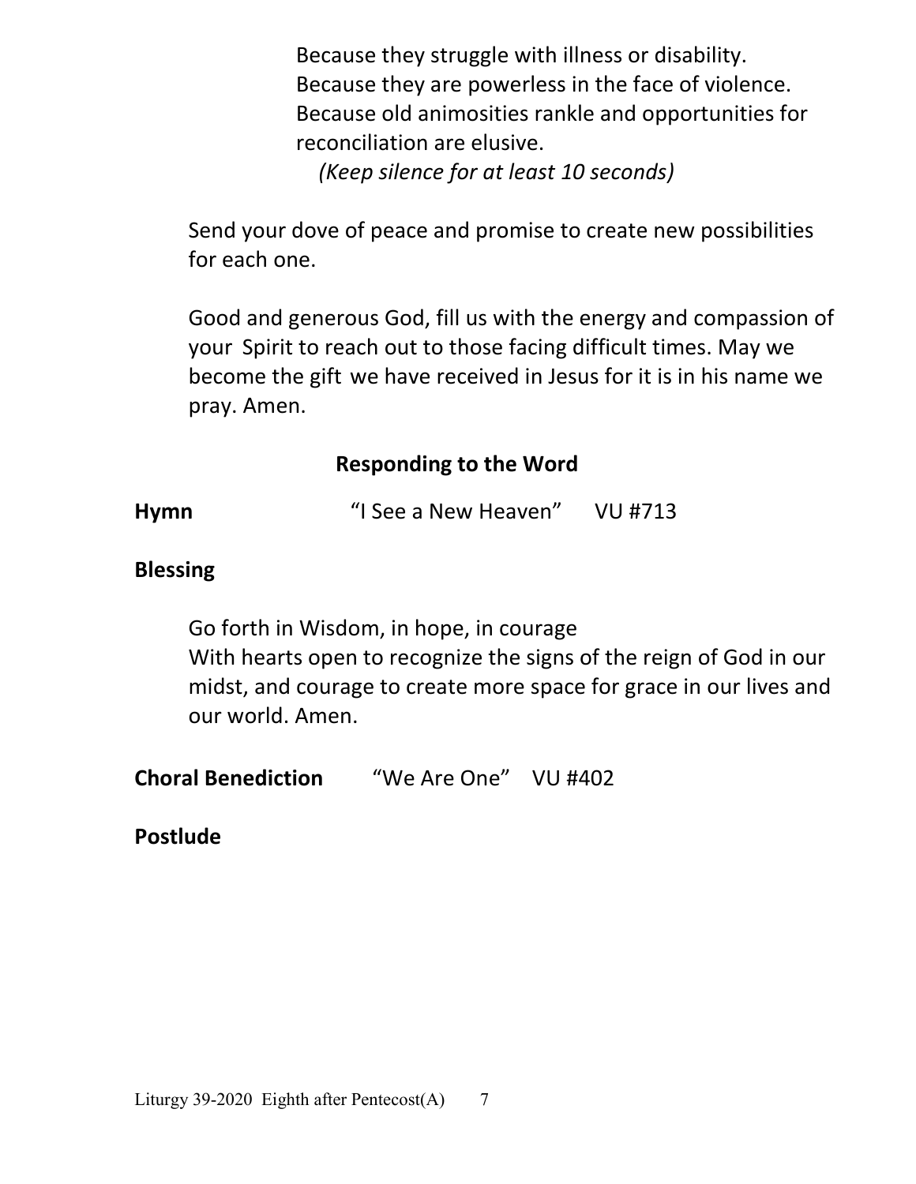Because they struggle with illness or disability.
Because they are powerless in the face of violence.
Because old animosities rankle and opportunities for reconciliation are elusive.
*(Keep silence for at least 10 seconds)*

Send your dove of peace and promise to create new possibilities for each one.

Good and generous God, fill us with the energy and compassion of your Spirit to reach out to those facing difficult times. May we become the gift we have received in Jesus for it is in his name we pray. Amen.

## Responding to the Word

**Hymn** "I See a New Heaven" VU #713

**Blessing**

Go forth in Wisdom, in hope, in courage
With hearts open to recognize the signs of the reign of God in our midst, and courage to create more space for grace in our lives and our world. Amen.

**Choral Benediction** "We Are One" VU #402

**Postlude**